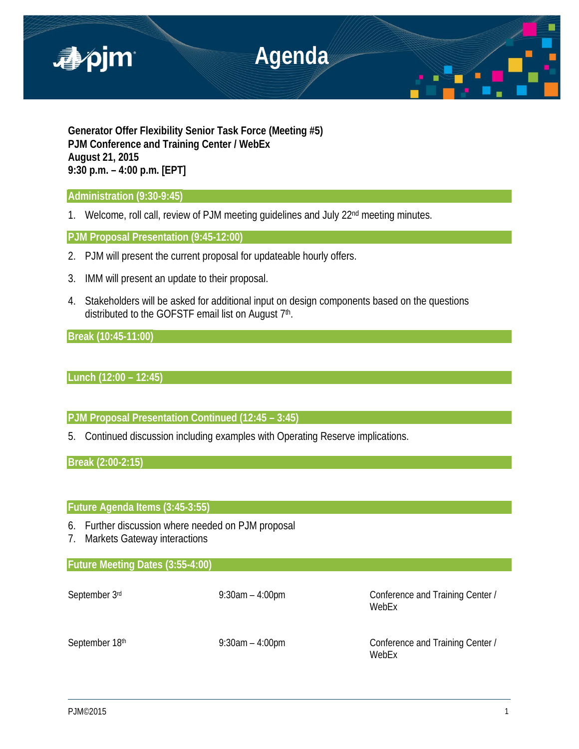# Agenda

**Generator Offer Flexibility Senior Task Force (Meeting #5)**
**PJM Conference and Training Center / WebEx**
**August 21, 2015**
**9:30 p.m. – 4:00 p.m. [EPT]**

## Administration (9:30-9:45)

1. Welcome, roll call, review of PJM meeting guidelines and July 22nd meeting minutes.

## PJM Proposal Presentation (9:45-12:00)

2. PJM will present the current proposal for updateable hourly offers.
3. IMM will present an update to their proposal.
4. Stakeholders will be asked for additional input on design components based on the questions distributed to the GOFSTF email list on August 7th.

## Break (10:45-11:00)

## Lunch (12:00 – 12:45)

## PJM Proposal Presentation Continued (12:45 – 3:45)

5. Continued discussion including examples with Operating Reserve implications.

## Break (2:00-2:15)

## Future Agenda Items (3:45-3:55)

6. Further discussion where needed on PJM proposal
7. Markets Gateway interactions

## Future Meeting Dates (3:55-4:00)

| | | |
|---|---|---|
| September 3rd | 9:30am – 4:00pm | Conference and Training Center / WebEx |
| September 18th | 9:30am – 4:00pm | Conference and Training Center / WebEx |

PJM©2015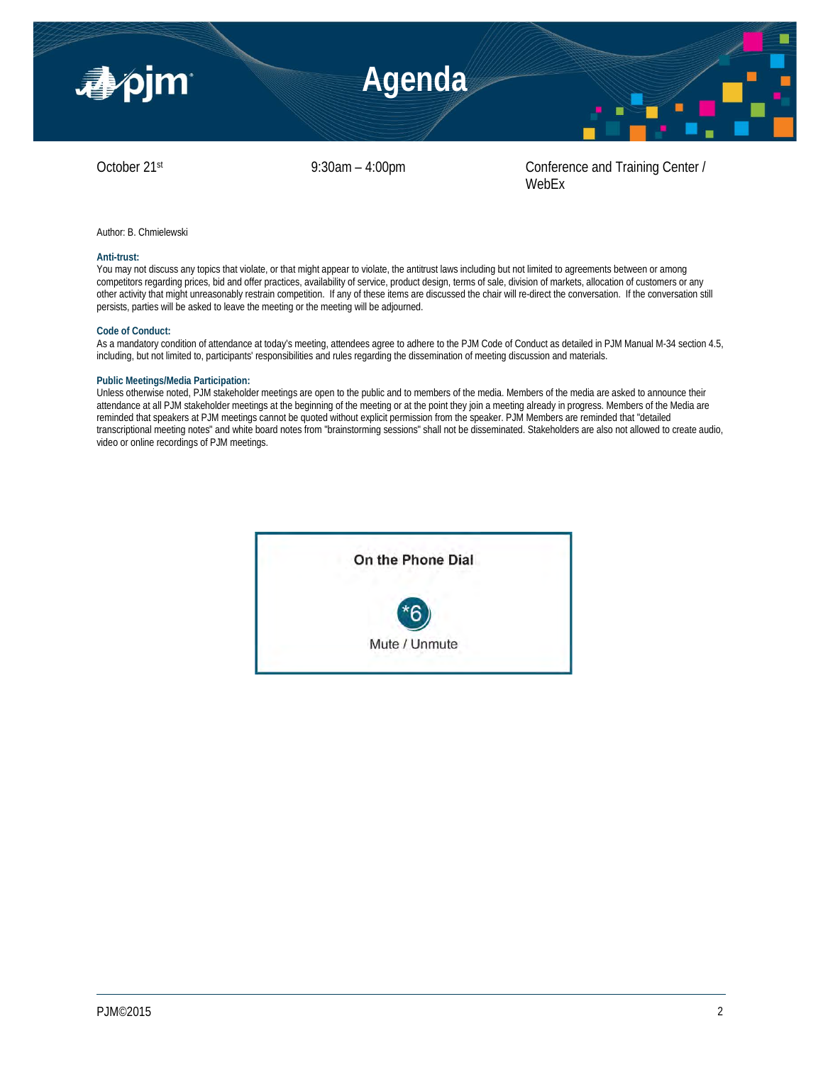# Agenda

October 21st | 9:30am – 4:00pm | Conference and Training Center / WebEx

Author: B. Chmielewski

**Anti-trust:**

You may not discuss any topics that violate, or that might appear to violate, the antitrust laws including but not limited to agreements between or among competitors regarding prices, bid and offer practices, availability of service, product design, terms of sale, division of markets, allocation of customers or any other activity that might unreasonably restrain competition. If any of these items are discussed the chair will re-direct the conversation. If the conversation still persists, parties will be asked to leave the meeting or the meeting will be adjourned.

**Code of Conduct:**

As a mandatory condition of attendance at today's meeting, attendees agree to adhere to the PJM Code of Conduct as detailed in PJM Manual M-34 section 4.5, including, but not limited to, participants' responsibilities and rules regarding the dissemination of meeting discussion and materials.

**Public Meetings/Media Participation:**

Unless otherwise noted, PJM stakeholder meetings are open to the public and to members of the media. Members of the media are asked to announce their attendance at all PJM stakeholder meetings at the beginning of the meeting or at the point they join a meeting already in progress. Members of the Media are reminded that speakers at PJM meetings cannot be quoted without explicit permission from the speaker. PJM Members are reminded that "detailed transcriptional meeting notes" and white board notes from "brainstorming sessions" shall not be disseminated. Stakeholders are also not allowed to create audio, video or online recordings of PJM meetings.

**On the Phone Dial**

*6

Mute / Unmute

PJM©2015